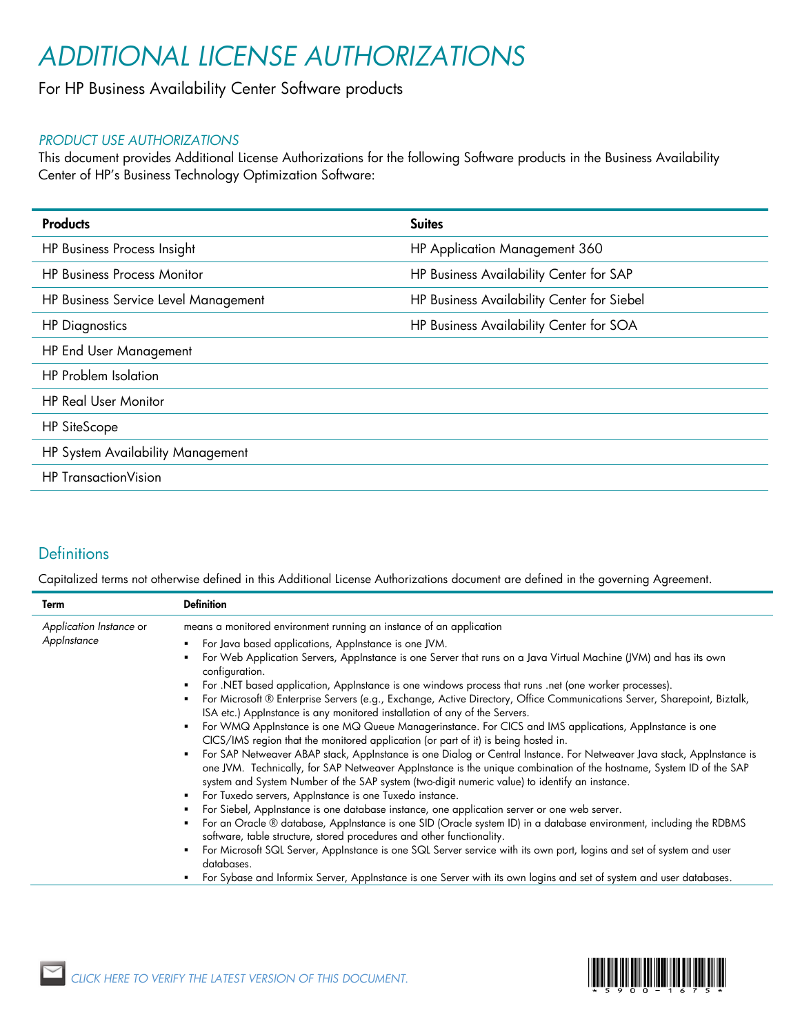# ADDITIONAL LICENSE AUTHORIZATIONS

For HP Business Availability Center Software products

### *PRODUCT USE AUTHORIZATIONS*

This document provides Additional License Authorizations for the following Software products in the Business Availability Center of HP's Business Technology Optimization Software:

| Products | Suites |
| --- | --- |
| HP Business Process Insight | HP Application Management 360 |
| HP Business Process Monitor | HP Business Availability Center for SAP |
| HP Business Service Level Management | HP Business Availability Center for Siebel |
| HP Diagnostics | HP Business Availability Center for SOA |
| HP End User Management | |
| HP Problem Isolation | |
| HP Real User Monitor | |
| HP SiteScope | |
| HP System Availability Management | |
| HP TransactionVision | |

## Definitions

Capitalized terms not otherwise defined in this Additional License Authorizations document are defined in the governing Agreement.

| Term | Definition |
| --- | --- |
| *Application Instance* or *AppInstance* | means a monitored environment running an instance of an application<br>▪ For Java based applications, AppInstance is one JVM.<br>▪ For Web Application Servers, AppInstance is one Server that runs on a Java Virtual Machine (JVM) and has its own configuration.<br>▪ For .NET based application, AppInstance is one windows process that runs .net (one worker processes).<br>▪ For Microsoft ® Enterprise Servers (e.g., Exchange, Active Directory, Office Communications Server, Sharepoint, Biztalk, ISA etc.) AppInstance is any monitored installation of any of the Servers.<br>▪ For WMQ AppInstance is one MQ Queue Managerinstance. For CICS and IMS applications, AppInstance is one CICS/IMS region that the monitored application (or part of it) is being hosted in.<br>▪ For SAP Netweaver ABAP stack, AppInstance is one Dialog or Central Instance. For Netweaver Java stack, AppInstance is one JVM. Technically, for SAP Netweaver AppInstance is the unique combination of the hostname, System ID of the SAP system and System Number of the SAP system (two-digit numeric value) to identify an instance.<br>▪ For Tuxedo servers, AppInstance is one Tuxedo instance.<br>▪ For Siebel, AppInstance is one database instance, one application server or one web server.<br>▪ For an Oracle ® database, AppInstance is one SID (Oracle system ID) in a database environment, including the RDBMS software, table structure, stored procedures and other functionality.<br>▪ For Microsoft SQL Server, AppInstance is one SQL Server service with its own port, logins and set of system and user databases.<br>▪ For Sybase and Informix Server, AppInstance is one Server with its own logins and set of system and user databases. |

*CLICK HERE TO VERIFY THE LATEST VERSION OF THIS DOCUMENT.*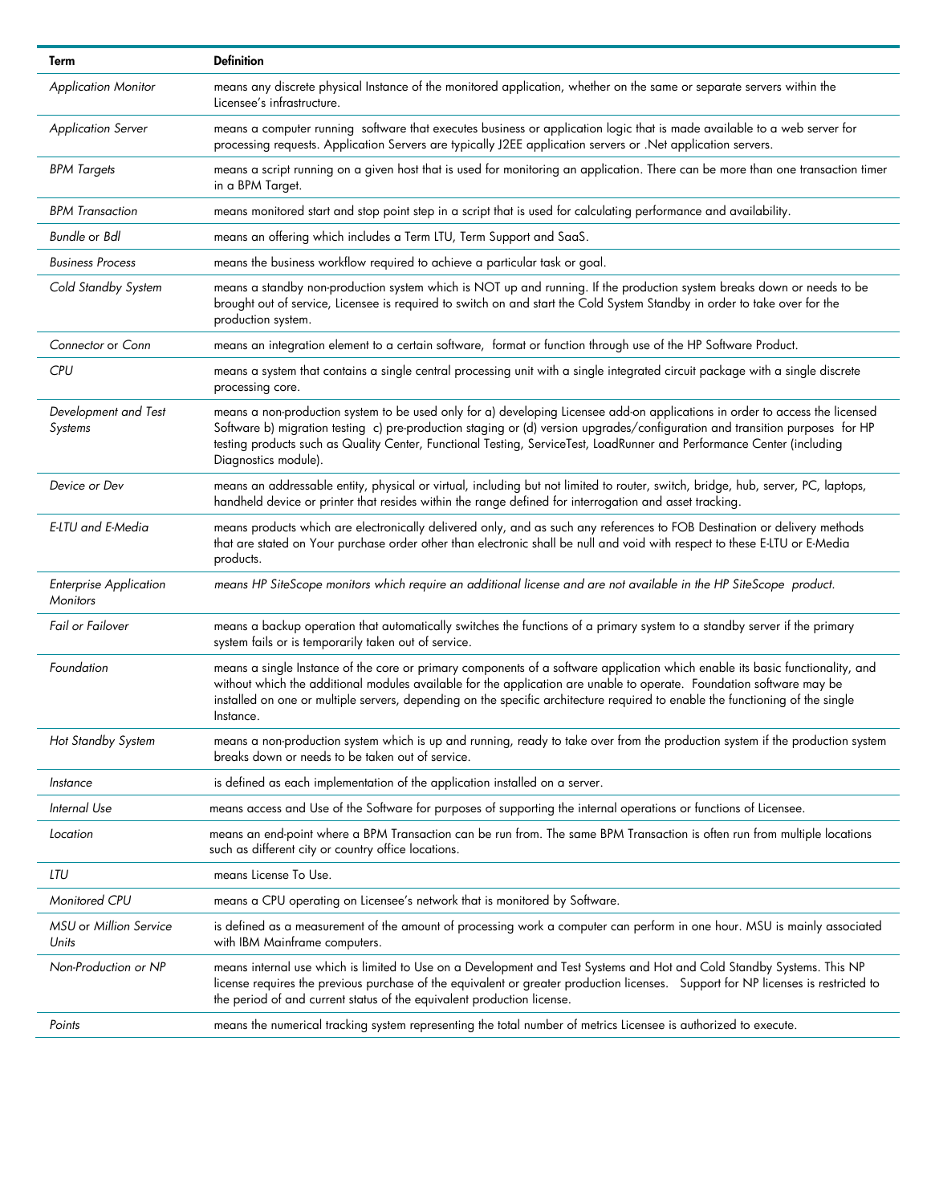| Term | Definition |
|---|---|
| *Application Monitor* | means any discrete physical Instance of the monitored application, whether on the same or separate servers within the Licensee's infrastructure. |
| *Application Server* | means a computer running software that executes business or application logic that is made available to a web server for processing requests. Application Servers are typically J2EE application servers or .Net application servers. |
| *BPM Targets* | means a script running on a given host that is used for monitoring an application. There can be more than one transaction timer in a BPM Target. |
| *BPM Transaction* | means monitored start and stop point step in a script that is used for calculating performance and availability. |
| *Bundle* or *Bdl* | means an offering which includes a Term LTU, Term Support and SaaS. |
| *Business Process* | means the business workflow required to achieve a particular task or goal. |
| *Cold Standby System* | means a standby non-production system which is NOT up and running. If the production system breaks down or needs to be brought out of service, Licensee is required to switch on and start the Cold System Standby in order to take over for the production system. |
| *Connector* or *Conn* | means an integration element to a certain software, format or function through use of the HP Software Product. |
| *CPU* | means a system that contains a single central processing unit with a single integrated circuit package with a single discrete processing core. |
| *Development and Test Systems* | means a non-production system to be used only for a) developing Licensee add-on applications in order to access the licensed Software b) migration testing c) pre-production staging or (d) version upgrades/configuration and transition purposes for HP testing products such as Quality Center, Functional Testing, ServiceTest, LoadRunner and Performance Center (including Diagnostics module). |
| *Device or Dev* | means an addressable entity, physical or virtual, including but not limited to router, switch, bridge, hub, server, PC, laptops, handheld device or printer that resides within the range defined for interrogation and asset tracking. |
| *E-LTU and E-Media* | means products which are electronically delivered only, and as such any references to FOB Destination or delivery methods that are stated on Your purchase order other than electronic shall be null and void with respect to these E-LTU or E-Media products. |
| *Enterprise Application Monitors* | *means HP SiteScope monitors which require an additional license and are not available in the HP SiteScope product.* |
| *Fail or Failover* | means a backup operation that automatically switches the functions of a primary system to a standby server if the primary system fails or is temporarily taken out of service. |
| *Foundation* | means a single Instance of the core or primary components of a software application which enable its basic functionality, and without which the additional modules available for the application are unable to operate. Foundation software may be installed on one or multiple servers, depending on the specific architecture required to enable the functioning of the single Instance. |
| *Hot Standby System* | means a non-production system which is up and running, ready to take over from the production system if the production system breaks down or needs to be taken out of service. |
| *Instance* | is defined as each implementation of the application installed on a server. |
| *Internal Use* | means access and Use of the Software for purposes of supporting the internal operations or functions of Licensee. |
| *Location* | means an end-point where a BPM Transaction can be run from. The same BPM Transaction is often run from multiple locations such as different city or country office locations. |
| *LTU* | means License To Use. |
| *Monitored CPU* | means a CPU operating on Licensee's network that is monitored by Software. |
| *MSU or Million Service Units* | is defined as a measurement of the amount of processing work a computer can perform in one hour. MSU is mainly associated with IBM Mainframe computers. |
| *Non-Production or NP* | means internal use which is limited to Use on a Development and Test Systems and Hot and Cold Standby Systems. This NP license requires the previous purchase of the equivalent or greater production licenses. Support for NP licenses is restricted to the period of and current status of the equivalent production license. |
| *Points* | means the numerical tracking system representing the total number of metrics Licensee is authorized to execute. |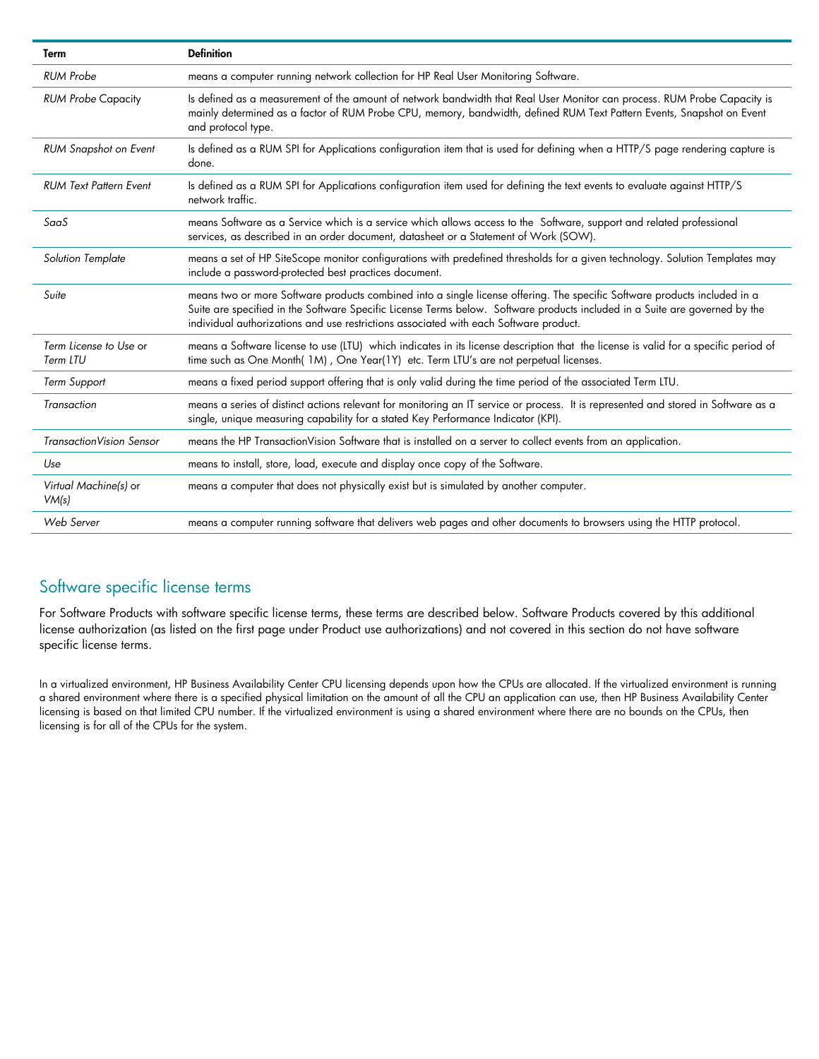| Term | Definition |
| --- | --- |
| *RUM Probe* | means a computer running network collection for HP Real User Monitoring Software. |
| *RUM Probe* Capacity | Is defined as a measurement of the amount of network bandwidth that Real User Monitor can process. RUM Probe Capacity is mainly determined as a factor of RUM Probe CPU, memory, bandwidth, defined RUM Text Pattern Events, Snapshot on Event and protocol type. |
| *RUM Snapshot on Event* | Is defined as a RUM SPI for Applications configuration item that is used for defining when a HTTP/S page rendering capture is done. |
| *RUM Text Pattern Event* | Is defined as a RUM SPI for Applications configuration item used for defining the text events to evaluate against HTTP/S network traffic. |
| *SaaS* | means Software as a Service which is a service which allows access to the Software, support and related professional services, as described in an order document, datasheet or a Statement of Work (SOW). |
| *Solution Template* | means a set of HP SiteScope monitor configurations with predefined thresholds for a given technology. Solution Templates may include a password-protected best practices document. |
| *Suite* | means two or more Software products combined into a single license offering. The specific Software products included in a Suite are specified in the Software Specific License Terms below. Software products included in a Suite are governed by the individual authorizations and use restrictions associated with each Software product. |
| *Term License to Use* or *Term LTU* | means a Software license to use (LTU) which indicates in its license description that the license is valid for a specific period of time such as One Month( 1M) , One Year(1Y) etc. Term LTU's are not perpetual licenses. |
| *Term Support* | means a fixed period support offering that is only valid during the time period of the associated Term LTU. |
| *Transaction* | means a series of distinct actions relevant for monitoring an IT service or process. It is represented and stored in Software as a single, unique measuring capability for a stated Key Performance Indicator (KPI). |
| *TransactionVision Sensor* | means the HP TransactionVision Software that is installed on a server to collect events from an application. |
| *Use* | means to install, store, load, execute and display once copy of the Software. |
| *Virtual Machine(s)* or *VM(s)* | means a computer that does not physically exist but is simulated by another computer. |
| *Web Server* | means a computer running software that delivers web pages and other documents to browsers using the HTTP protocol. |

## Software specific license terms

For Software Products with software specific license terms, these terms are described below. Software Products covered by this additional license authorization (as listed on the first page under Product use authorizations) and not covered in this section do not have software specific license terms.

In a virtualized environment, HP Business Availability Center CPU licensing depends upon how the CPUs are allocated. If the virtualized environment is running a shared environment where there is a specified physical limitation on the amount of all the CPU an application can use, then HP Business Availability Center licensing is based on that limited CPU number. If the virtualized environment is using a shared environment where there are no bounds on the CPUs, then licensing is for all of the CPUs for the system.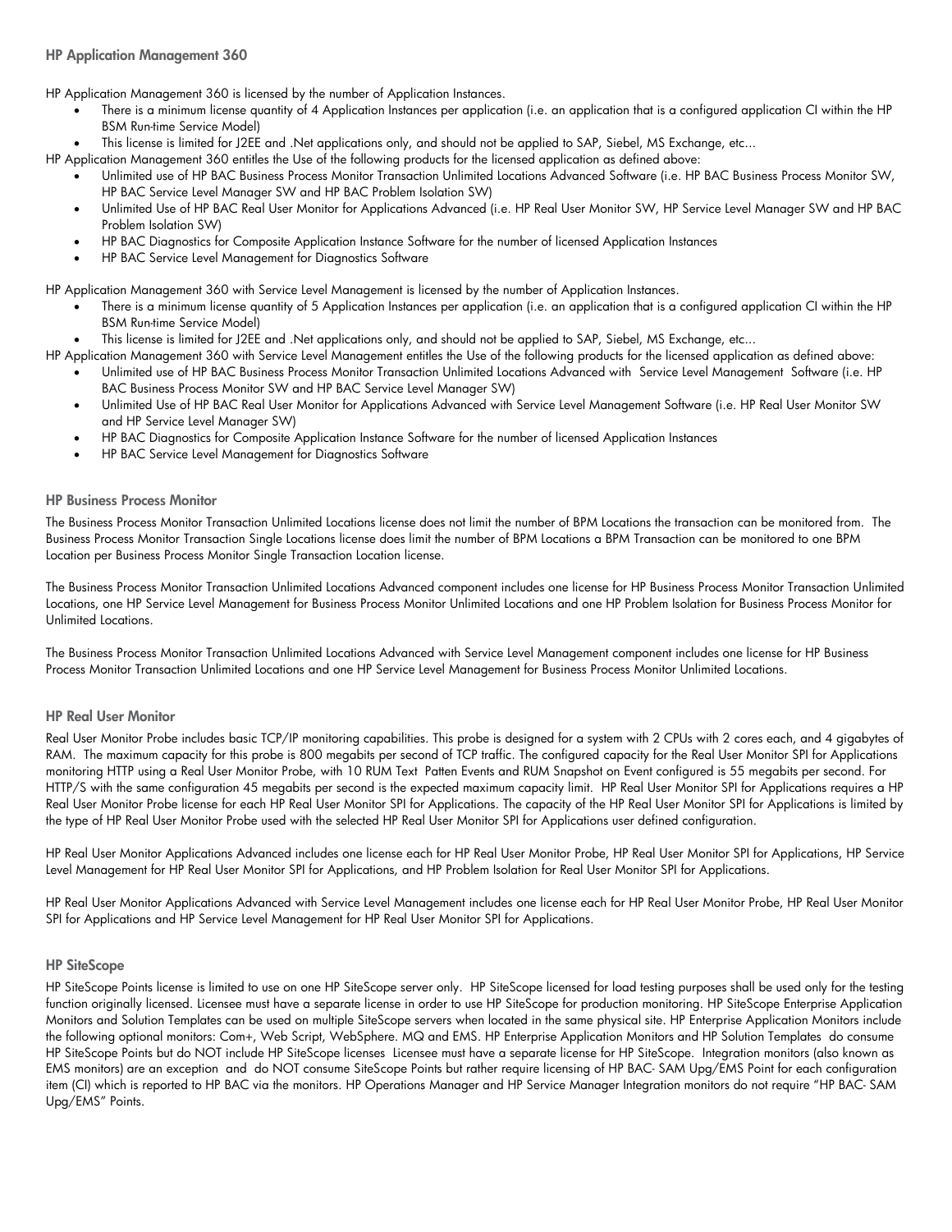### HP Application Management 360

HP Application Management 360 is licensed by the number of Application Instances.

- There is a minimum license quantity of 4 Application Instances per application (i.e. an application that is a configured application CI within the HP BSM Run-time Service Model)
- This license is limited for J2EE and .Net applications only, and should not be applied to SAP, Siebel, MS Exchange, etc...

HP Application Management 360 entitles the Use of the following products for the licensed application as defined above:

- Unlimited use of HP BAC Business Process Monitor Transaction Unlimited Locations Advanced Software (i.e. HP BAC Business Process Monitor SW, HP BAC Service Level Manager SW and HP BAC Problem Isolation SW)
- Unlimited Use of HP BAC Real User Monitor for Applications Advanced (i.e. HP Real User Monitor SW, HP Service Level Manager SW and HP BAC Problem Isolation SW)
- HP BAC Diagnostics for Composite Application Instance Software for the number of licensed Application Instances
- HP BAC Service Level Management for Diagnostics Software

HP Application Management 360 with Service Level Management is licensed by the number of Application Instances.

- There is a minimum license quantity of 5 Application Instances per application (i.e. an application that is a configured application CI within the HP BSM Run-time Service Model)
- This license is limited for J2EE and .Net applications only, and should not be applied to SAP, Siebel, MS Exchange, etc...

HP Application Management 360 with Service Level Management entitles the Use of the following products for the licensed application as defined above:

- Unlimited use of HP BAC Business Process Monitor Transaction Unlimited Locations Advanced with Service Level Management Software (i.e. HP BAC Business Process Monitor SW and HP BAC Service Level Manager SW)
- Unlimited Use of HP BAC Real User Monitor for Applications Advanced with Service Level Management Software (i.e. HP Real User Monitor SW and HP Service Level Manager SW)
- HP BAC Diagnostics for Composite Application Instance Software for the number of licensed Application Instances
- HP BAC Service Level Management for Diagnostics Software

### HP Business Process Monitor

The Business Process Monitor Transaction Unlimited Locations license does not limit the number of BPM Locations the transaction can be monitored from. The Business Process Monitor Transaction Single Locations license does limit the number of BPM Locations a BPM Transaction can be monitored to one BPM Location per Business Process Monitor Single Transaction Location license.

The Business Process Monitor Transaction Unlimited Locations Advanced component includes one license for HP Business Process Monitor Transaction Unlimited Locations, one HP Service Level Management for Business Process Monitor Unlimited Locations and one HP Problem Isolation for Business Process Monitor for Unlimited Locations.

The Business Process Monitor Transaction Unlimited Locations Advanced with Service Level Management component includes one license for HP Business Process Monitor Transaction Unlimited Locations and one HP Service Level Management for Business Process Monitor Unlimited Locations.

### HP Real User Monitor

Real User Monitor Probe includes basic TCP/IP monitoring capabilities. This probe is designed for a system with 2 CPUs with 2 cores each, and 4 gigabytes of RAM. The maximum capacity for this probe is 800 megabits per second of TCP traffic. The configured capacity for the Real User Monitor SPI for Applications monitoring HTTP using a Real User Monitor Probe, with 10 RUM Text Patten Events and RUM Snapshot on Event configured is 55 megabits per second. For HTTP/S with the same configuration 45 megabits per second is the expected maximum capacity limit. HP Real User Monitor SPI for Applications requires a HP Real User Monitor Probe license for each HP Real User Monitor SPI for Applications. The capacity of the HP Real User Monitor SPI for Applications is limited by the type of HP Real User Monitor Probe used with the selected HP Real User Monitor SPI for Applications user defined configuration.

HP Real User Monitor Applications Advanced includes one license each for HP Real User Monitor Probe, HP Real User Monitor SPI for Applications, HP Service Level Management for HP Real User Monitor SPI for Applications, and HP Problem Isolation for Real User Monitor SPI for Applications.

HP Real User Monitor Applications Advanced with Service Level Management includes one license each for HP Real User Monitor Probe, HP Real User Monitor SPI for Applications and HP Service Level Management for HP Real User Monitor SPI for Applications.

### HP SiteScope

HP SiteScope Points license is limited to use on one HP SiteScope server only. HP SiteScope licensed for load testing purposes shall be used only for the testing function originally licensed. Licensee must have a separate license in order to use HP SiteScope for production monitoring. HP SiteScope Enterprise Application Monitors and Solution Templates can be used on multiple SiteScope servers when located in the same physical site. HP Enterprise Application Monitors include the following optional monitors: Com+, Web Script, WebSphere. MQ and EMS. HP Enterprise Application Monitors and HP Solution Templates do consume HP SiteScope Points but do NOT include HP SiteScope licenses Licensee must have a separate license for HP SiteScope. Integration monitors (also known as EMS monitors) are an exception and do NOT consume SiteScope Points but rather require licensing of HP BAC- SAM Upg/EMS Point for each configuration item (CI) which is reported to HP BAC via the monitors. HP Operations Manager and HP Service Manager Integration monitors do not require "HP BAC- SAM Upg/EMS" Points.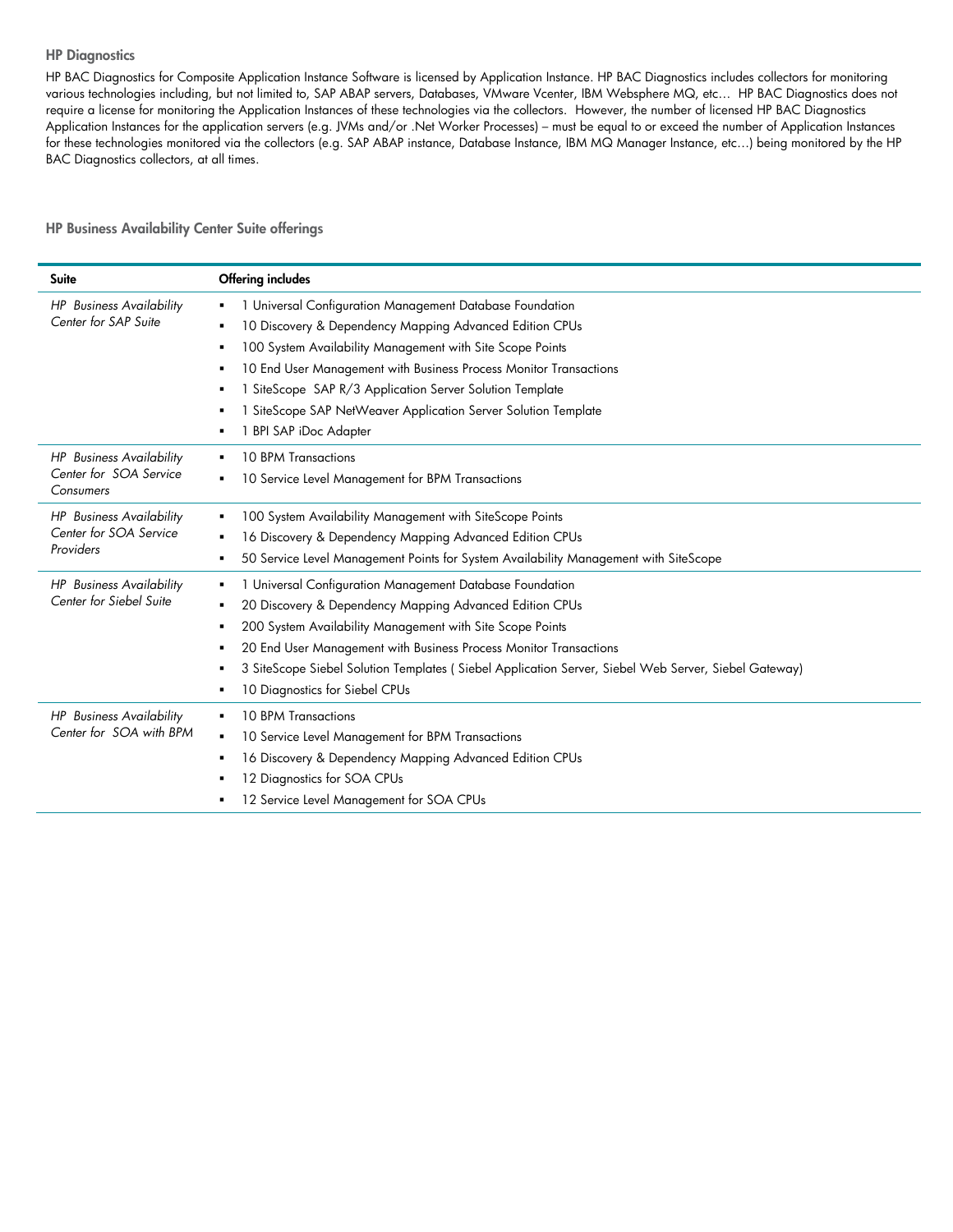### HP Diagnostics

HP BAC Diagnostics for Composite Application Instance Software is licensed by Application Instance. HP BAC Diagnostics includes collectors for monitoring various technologies including, but not limited to, SAP ABAP servers, Databases, VMware Vcenter, IBM Websphere MQ, etc… HP BAC Diagnostics does not require a license for monitoring the Application Instances of these technologies via the collectors. However, the number of licensed HP BAC Diagnostics Application Instances for the application servers (e.g. JVMs and/or .Net Worker Processes) – must be equal to or exceed the number of Application Instances for these technologies monitored via the collectors (e.g. SAP ABAP instance, Database Instance, IBM MQ Manager Instance, etc…) being monitored by the HP BAC Diagnostics collectors, at all times.

### HP Business Availability Center Suite offerings

| Suite | Offering includes |
| --- | --- |
| *HP Business Availability Center for SAP Suite* | ▪ 1 Universal Configuration Management Database Foundation<br>▪ 10 Discovery & Dependency Mapping Advanced Edition CPUs<br>▪ 100 System Availability Management with Site Scope Points<br>▪ 10 End User Management with Business Process Monitor Transactions<br>▪ 1 SiteScope SAP R/3 Application Server Solution Template<br>▪ 1 SiteScope SAP NetWeaver Application Server Solution Template<br>▪ 1 BPI SAP iDoc Adapter |
| *HP Business Availability Center for SOA Service Consumers* | ▪ 10 BPM Transactions<br>▪ 10 Service Level Management for BPM Transactions |
| *HP Business Availability Center for SOA Service Providers* | ▪ 100 System Availability Management with SiteScope Points<br>▪ 16 Discovery & Dependency Mapping Advanced Edition CPUs<br>▪ 50 Service Level Management Points for System Availability Management with SiteScope |
| *HP Business Availability Center for Siebel Suite* | ▪ 1 Universal Configuration Management Database Foundation<br>▪ 20 Discovery & Dependency Mapping Advanced Edition CPUs<br>▪ 200 System Availability Management with Site Scope Points<br>▪ 20 End User Management with Business Process Monitor Transactions<br>▪ 3 SiteScope Siebel Solution Templates ( Siebel Application Server, Siebel Web Server, Siebel Gateway)<br>▪ 10 Diagnostics for Siebel CPUs |
| *HP Business Availability Center for SOA with BPM* | ▪ 10 BPM Transactions<br>▪ 10 Service Level Management for BPM Transactions<br>▪ 16 Discovery & Dependency Mapping Advanced Edition CPUs<br>▪ 12 Diagnostics for SOA CPUs<br>▪ 12 Service Level Management for SOA CPUs |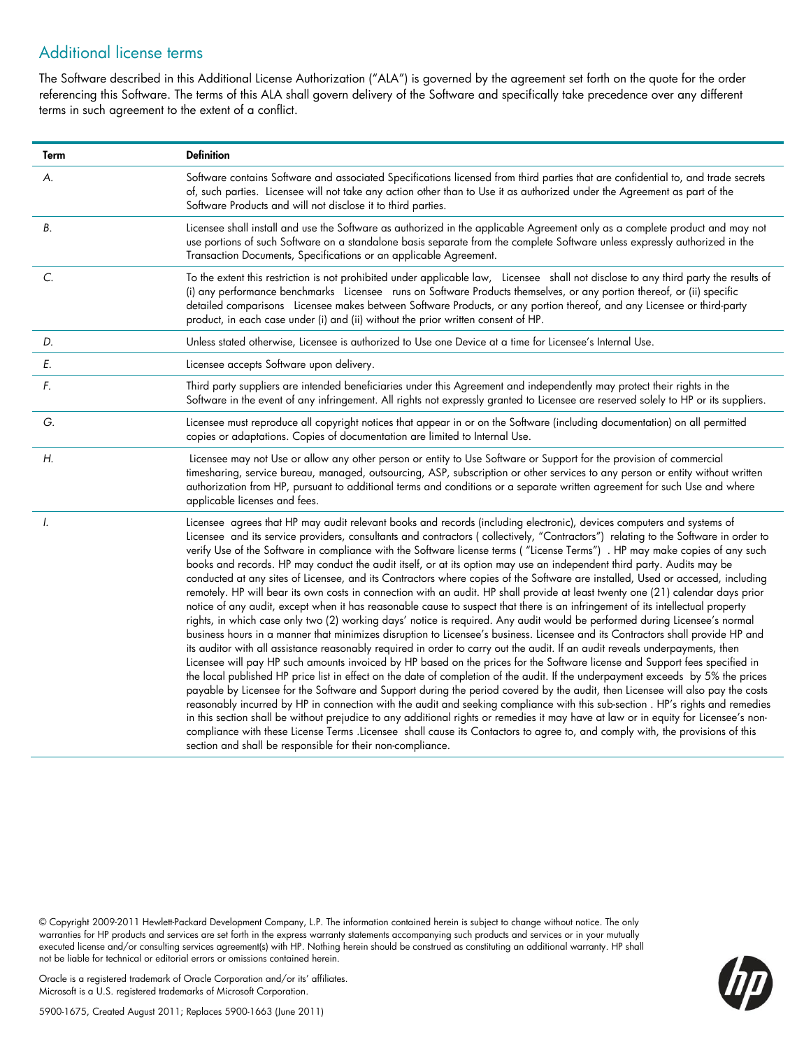## Additional license terms

The Software described in this Additional License Authorization ("ALA") is governed by the agreement set forth on the quote for the order referencing this Software. The terms of this ALA shall govern delivery of the Software and specifically take precedence over any different terms in such agreement to the extent of a conflict.

| Term | Definition |
|---|---|
| A. | Software contains Software and associated Specifications licensed from third parties that are confidential to, and trade secrets of, such parties. Licensee will not take any action other than to Use it as authorized under the Agreement as part of the Software Products and will not disclose it to third parties. |
| B. | Licensee shall install and use the Software as authorized in the applicable Agreement only as a complete product and may not use portions of such Software on a standalone basis separate from the complete Software unless expressly authorized in the Transaction Documents, Specifications or an applicable Agreement. |
| C. | To the extent this restriction is not prohibited under applicable law, Licensee shall not disclose to any third party the results of (i) any performance benchmarks Licensee runs on Software Products themselves, or any portion thereof, or (ii) specific detailed comparisons Licensee makes between Software Products, or any portion thereof, and any Licensee or third-party product, in each case under (i) and (ii) without the prior written consent of HP. |
| D. | Unless stated otherwise, Licensee is authorized to Use one Device at a time for Licensee's Internal Use. |
| E. | Licensee accepts Software upon delivery. |
| F. | Third party suppliers are intended beneficiaries under this Agreement and independently may protect their rights in the Software in the event of any infringement. All rights not expressly granted to Licensee are reserved solely to HP or its suppliers. |
| G. | Licensee must reproduce all copyright notices that appear in or on the Software (including documentation) on all permitted copies or adaptations. Copies of documentation are limited to Internal Use. |
| H. | Licensee may not Use or allow any other person or entity to Use Software or Support for the provision of commercial timesharing, service bureau, managed, outsourcing, ASP, subscription or other services to any person or entity without written authorization from HP, pursuant to additional terms and conditions or a separate written agreement for such Use and where applicable licenses and fees. |
| I. | Licensee agrees that HP may audit relevant books and records (including electronic), devices computers and systems of Licensee and its service providers, consultants and contractors ( collectively, "Contractors") relating to the Software in order to verify Use of the Software in compliance with the Software license terms ( "License Terms") . HP may make copies of any such books and records. HP may conduct the audit itself, or at its option may use an independent third party. Audits may be conducted at any sites of Licensee, and its Contractors where copies of the Software are installed, Used or accessed, including remotely. HP will bear its own costs in connection with an audit. HP shall provide at least twenty one (21) calendar days prior notice of any audit, except when it has reasonable cause to suspect that there is an infringement of its intellectual property rights, in which case only two (2) working days' notice is required. Any audit would be performed during Licensee's normal business hours in a manner that minimizes disruption to Licensee's business. Licensee and its Contractors shall provide HP and its auditor with all assistance reasonably required in order to carry out the audit. If an audit reveals underpayments, then Licensee will pay HP such amounts invoiced by HP based on the prices for the Software license and Support fees specified in the local published HP price list in effect on the date of completion of the audit. If the underpayment exceeds by 5% the prices payable by Licensee for the Software and Support during the period covered by the audit, then Licensee will also pay the costs reasonably incurred by HP in connection with the audit and seeking compliance with this sub-section . HP's rights and remedies in this section shall be without prejudice to any additional rights or remedies it may have at law or in equity for Licensee's non-compliance with these License Terms .Licensee shall cause its Contactors to agree to, and comply with, the provisions of this section and shall be responsible for their non-compliance. |

© Copyright 2009-2011 Hewlett-Packard Development Company, L.P. The information contained herein is subject to change without notice. The only warranties for HP products and services are set forth in the express warranty statements accompanying such products and services or in your mutually executed license and/or consulting services agreement(s) with HP. Nothing herein should be construed as constituting an additional warranty. HP shall not be liable for technical or editorial errors or omissions contained herein.

Oracle is a registered trademark of Oracle Corporation and/or its' affiliates.
Microsoft is a U.S. registered trademarks of Microsoft Corporation.

5900-1675, Created August 2011; Replaces 5900-1663 (June 2011)